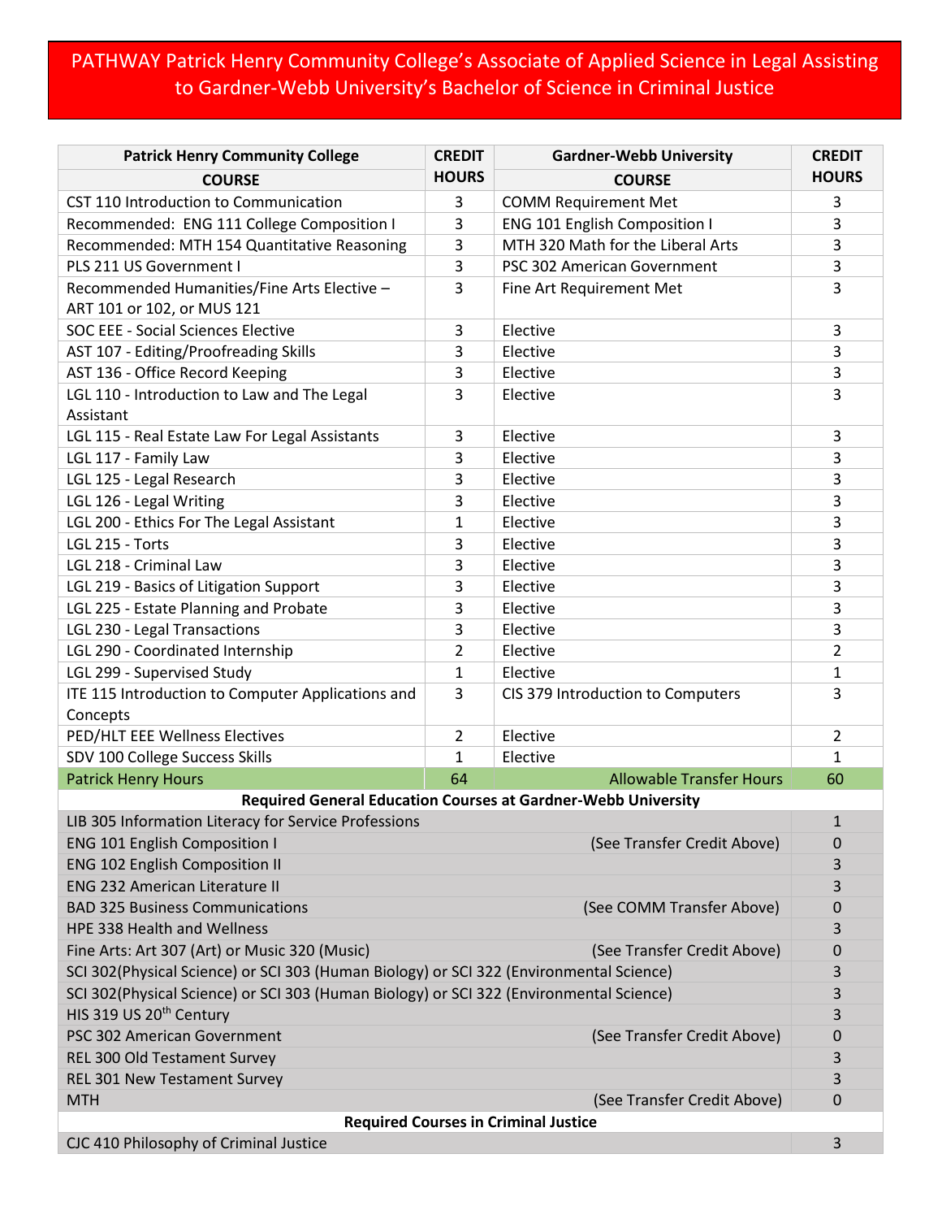# PATHWAY Patrick Henry Community College's Associate of Applied Science in Legal Assisting to Gardner-Webb University's Bachelor of Science in Criminal Justice

| Patrick Henry Community College COURSE | CREDIT HOURS | Gardner-Webb University COURSE | CREDIT HOURS |
|---|---|---|---|
| CST 110 Introduction to Communication | 3 | COMM Requirement Met | 3 |
| Recommended: ENG 111 College Composition I | 3 | ENG 101 English Composition I | 3 |
| Recommended: MTH 154 Quantitative Reasoning | 3 | MTH 320 Math for the Liberal Arts | 3 |
| PLS 211 US Government I | 3 | PSC 302 American Government | 3 |
| Recommended Humanities/Fine Arts Elective – ART 101 or 102, or MUS 121 | 3 | Fine Art Requirement Met | 3 |
| SOC EEE - Social Sciences Elective | 3 | Elective | 3 |
| AST 107 - Editing/Proofreading Skills | 3 | Elective | 3 |
| AST 136 - Office Record Keeping | 3 | Elective | 3 |
| LGL 110 - Introduction to Law and The Legal Assistant | 3 | Elective | 3 |
| LGL 115 - Real Estate Law For Legal Assistants | 3 | Elective | 3 |
| LGL 117 - Family Law | 3 | Elective | 3 |
| LGL 125 - Legal Research | 3 | Elective | 3 |
| LGL 126 - Legal Writing | 3 | Elective | 3 |
| LGL 200 - Ethics For The Legal Assistant | 1 | Elective | 3 |
| LGL 215 - Torts | 3 | Elective | 3 |
| LGL 218 - Criminal Law | 3 | Elective | 3 |
| LGL 219 - Basics of Litigation Support | 3 | Elective | 3 |
| LGL 225 - Estate Planning and Probate | 3 | Elective | 3 |
| LGL 230 - Legal Transactions | 3 | Elective | 3 |
| LGL 290 - Coordinated Internship | 2 | Elective | 2 |
| LGL 299 - Supervised Study | 1 | Elective | 1 |
| ITE 115 Introduction to Computer Applications and Concepts | 3 | CIS 379 Introduction to Computers | 3 |
| PED/HLT EEE Wellness Electives | 2 | Elective | 2 |
| SDV 100 College Success Skills | 1 | Elective | 1 |
| Patrick Henry Hours | 64 | Allowable Transfer Hours | 60 |
| **Required General Education Courses at Gardner-Webb University** | | | |
| LIB 305 Information Literacy for Service Professions | | | 1 |
| ENG 101 English Composition I | | (See Transfer Credit Above) | 0 |
| ENG 102 English Composition II | | | 3 |
| ENG 232 American Literature II | | | 3 |
| BAD 325 Business Communications | | (See COMM Transfer Above) | 0 |
| HPE 338 Health and Wellness | | | 3 |
| Fine Arts: Art 307 (Art) or Music 320 (Music) | | (See Transfer Credit Above) | 0 |
| SCI 302(Physical Science) or SCI 303 (Human Biology) or SCI 322 (Environmental Science) | | | 3 |
| SCI 302(Physical Science) or SCI 303 (Human Biology) or SCI 322 (Environmental Science) | | | 3 |
| HIS 319 US 20th Century | | | 3 |
| PSC 302 American Government | | (See Transfer Credit Above) | 0 |
| REL 300 Old Testament Survey | | | 3 |
| REL 301 New Testament Survey | | | 3 |
| MTH | | (See Transfer Credit Above) | 0 |
| **Required Courses in Criminal Justice** | | | |
| CJC 410 Philosophy of Criminal Justice | | | 3 |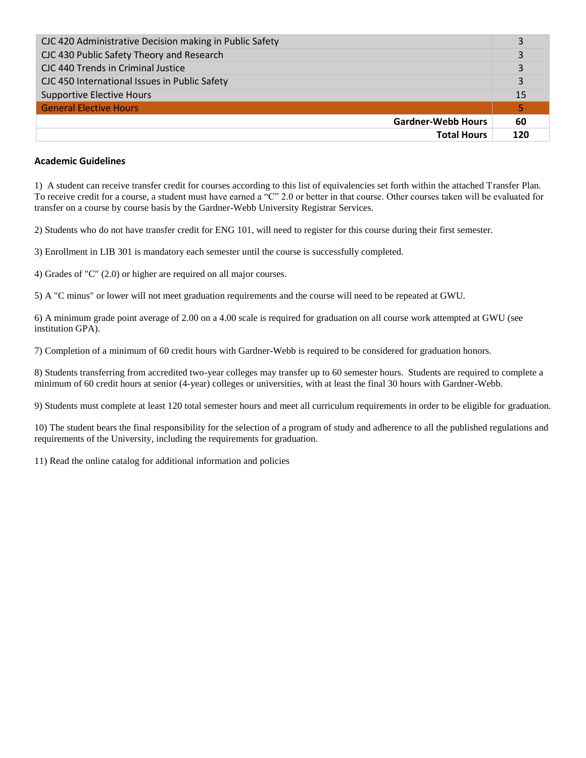| | |
|---|---|
| CJC 420 Administrative Decision making in Public Safety | 3 |
| CJC 430 Public Safety Theory and Research | 3 |
| CJC 440 Trends in Criminal Justice | 3 |
| CJC 450 International Issues in Public Safety | 3 |
| Supportive Elective Hours | 15 |
| General Elective Hours | 5 |
| **Gardner-Webb Hours** | **60** |
| **Total Hours** | **120** |

**Academic Guidelines**

1) A student can receive transfer credit for courses according to this list of equivalencies set forth within the attached Transfer Plan. To receive credit for a course, a student must have earned a "C" 2.0 or better in that course. Other courses taken will be evaluated for transfer on a course by course basis by the Gardner-Webb University Registrar Services.

2) Students who do not have transfer credit for ENG 101, will need to register for this course during their first semester.

3) Enrollment in LIB 301 is mandatory each semester until the course is successfully completed.

4) Grades of "C" (2.0) or higher are required on all major courses.

5) A "C minus" or lower will not meet graduation requirements and the course will need to be repeated at GWU.

6) A minimum grade point average of 2.00 on a 4.00 scale is required for graduation on all course work attempted at GWU (see institution GPA).

7) Completion of a minimum of 60 credit hours with Gardner-Webb is required to be considered for graduation honors.

8) Students transferring from accredited two-year colleges may transfer up to 60 semester hours. Students are required to complete a minimum of 60 credit hours at senior (4-year) colleges or universities, with at least the final 30 hours with Gardner-Webb.

9) Students must complete at least 120 total semester hours and meet all curriculum requirements in order to be eligible for graduation.

10) The student bears the final responsibility for the selection of a program of study and adherence to all the published regulations and requirements of the University, including the requirements for graduation.

11) Read the online catalog for additional information and policies